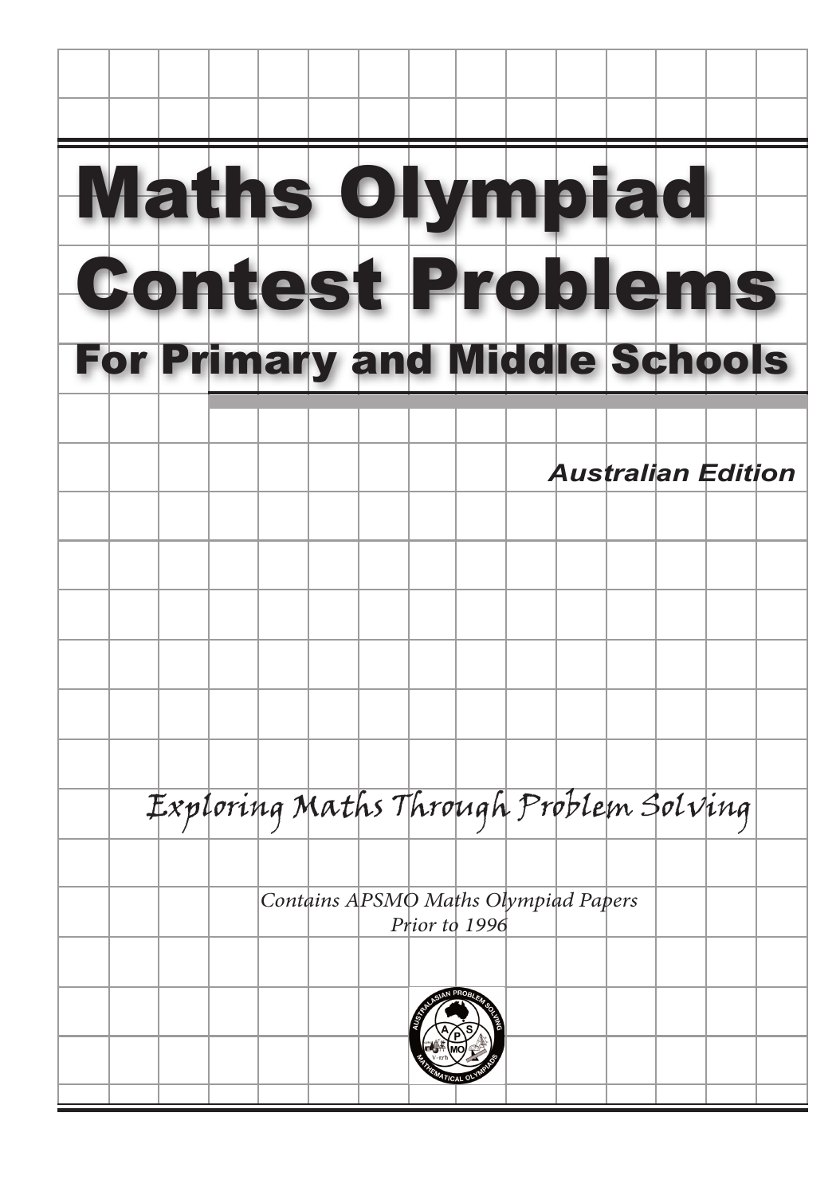# Maths Olympiad Contest Problems

## For Primary and Middle Schools

***Australian Edition***

*Exploring Maths Through Problem Solving*

*Contains APSMO Maths Olympiad Papers Prior to 1996*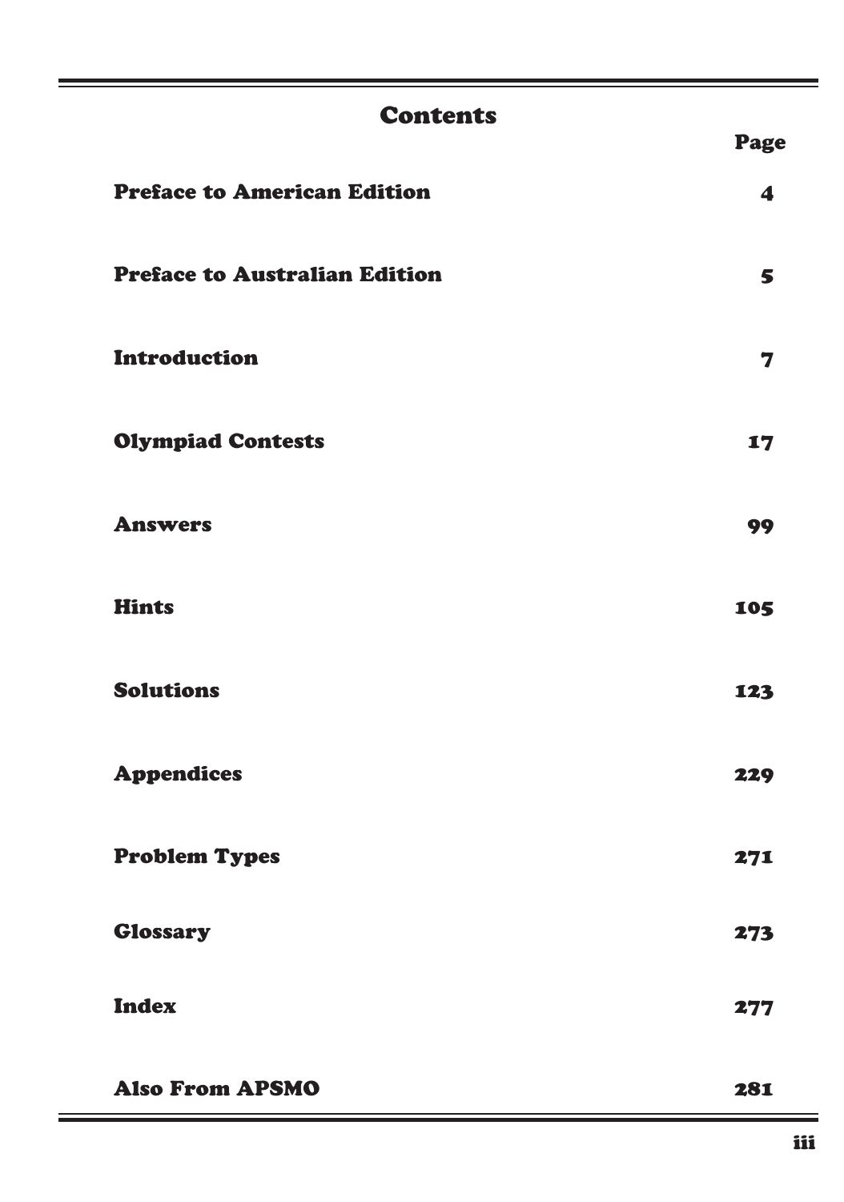# Contents

| | Page |
|---|---|
| **Preface to American Edition** | **4** |
| **Preface to Australian Edition** | **5** |
| **Introduction** | **7** |
| **Olympiad Contests** | **17** |
| **Answers** | **99** |
| **Hints** | **105** |
| **Solutions** | **123** |
| **Appendices** | **229** |
| **Problem Types** | **271** |
| **Glossary** | **273** |
| **Index** | **277** |
| **Also From APSMO** | **281** |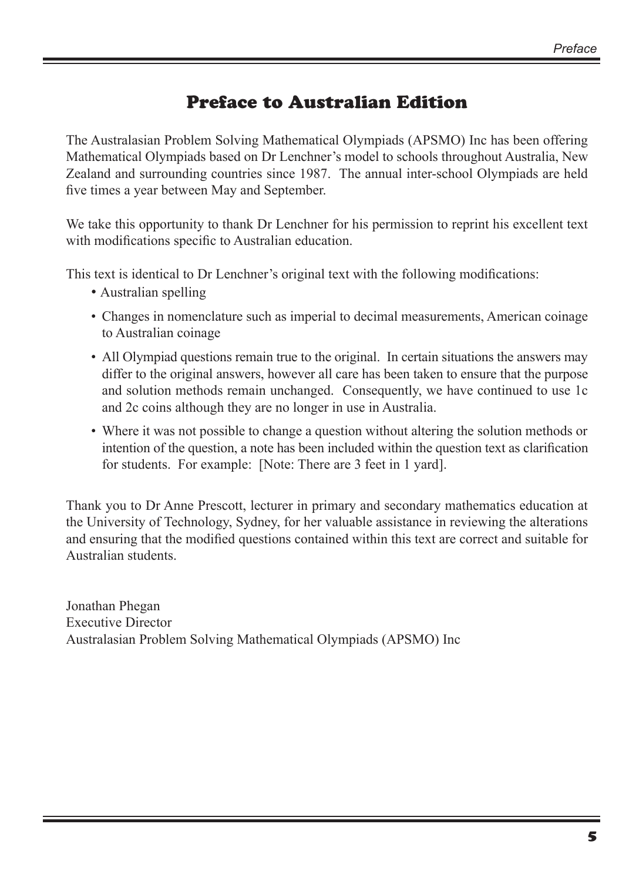# Preface to Australian Edition

The Australasian Problem Solving Mathematical Olympiads (APSMO) Inc has been offering Mathematical Olympiads based on Dr Lenchner's model to schools throughout Australia, New Zealand and surrounding countries since 1987. The annual inter-school Olympiads are held five times a year between May and September.

We take this opportunity to thank Dr Lenchner for his permission to reprint his excellent text with modifications specific to Australian education.

This text is identical to Dr Lenchner's original text with the following modifications:

- Australian spelling
- Changes in nomenclature such as imperial to decimal measurements, American coinage to Australian coinage
- All Olympiad questions remain true to the original. In certain situations the answers may differ to the original answers, however all care has been taken to ensure that the purpose and solution methods remain unchanged. Consequently, we have continued to use 1c and 2c coins although they are no longer in use in Australia.
- Where it was not possible to change a question without altering the solution methods or intention of the question, a note has been included within the question text as clarification for students. For example: [Note: There are 3 feet in 1 yard].

Thank you to Dr Anne Prescott, lecturer in primary and secondary mathematics education at the University of Technology, Sydney, for her valuable assistance in reviewing the alterations and ensuring that the modified questions contained within this text are correct and suitable for Australian students.

Jonathan Phegan
Executive Director
Australasian Problem Solving Mathematical Olympiads (APSMO) Inc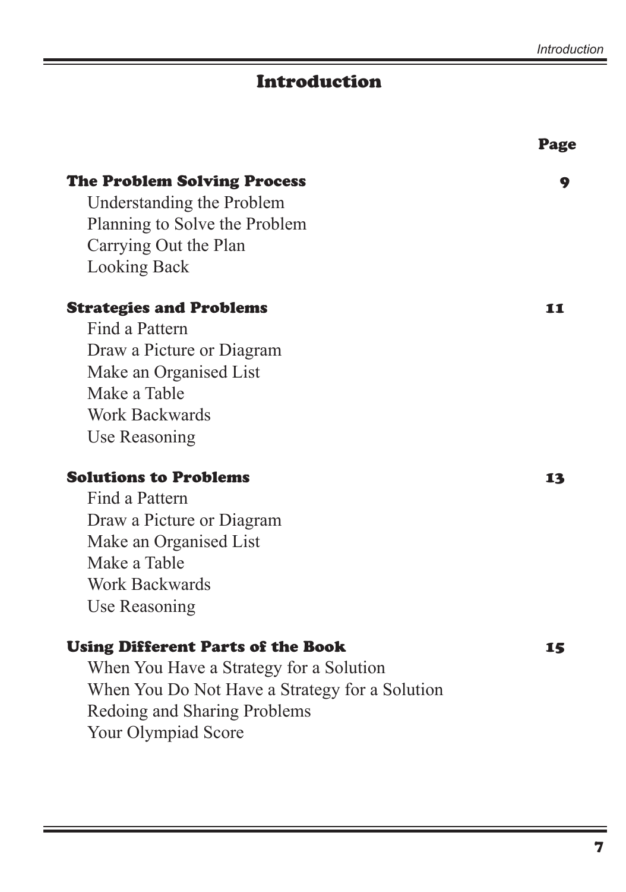# Introduction

| | Page |
|---|---|
| **The Problem Solving Process** | **9** |
| Understanding the Problem | |
| Planning to Solve the Problem | |
| Carrying Out the Plan | |
| Looking Back | |
| **Strategies and Problems** | **11** |
| Find a Pattern | |
| Draw a Picture or Diagram | |
| Make an Organised List | |
| Make a Table | |
| Work Backwards | |
| Use Reasoning | |
| **Solutions to Problems** | **13** |
| Find a Pattern | |
| Draw a Picture or Diagram | |
| Make an Organised List | |
| Make a Table | |
| Work Backwards | |
| Use Reasoning | |
| **Using Different Parts of the Book** | **15** |
| When You Have a Strategy for a Solution | |
| When You Do Not Have a Strategy for a Solution | |
| Redoing and Sharing Problems | |
| Your Olympiad Score | |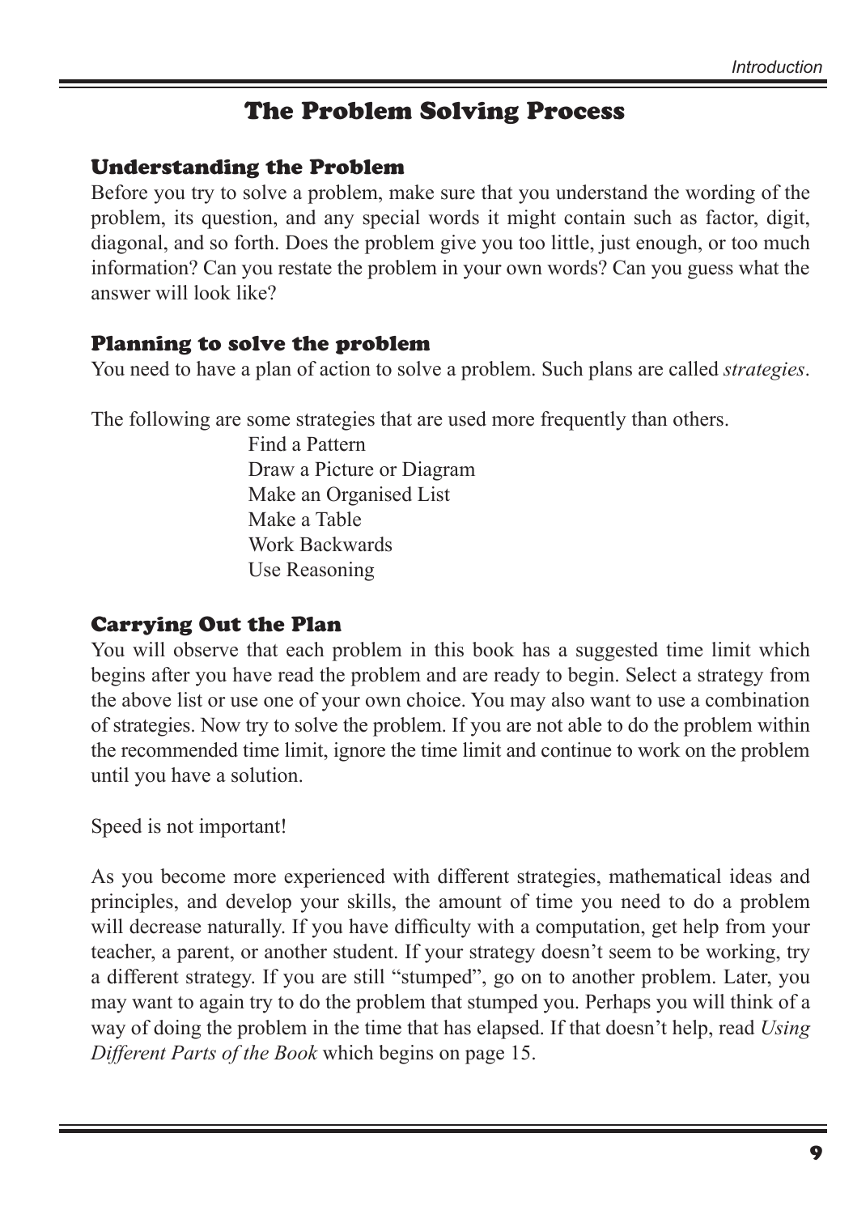# The Problem Solving Process

## Understanding the Problem

Before you try to solve a problem, make sure that you understand the wording of the problem, its question, and any special words it might contain such as factor, digit, diagonal, and so forth. Does the problem give you too little, just enough, or too much information? Can you restate the problem in your own words? Can you guess what the answer will look like?

## Planning to solve the problem

You need to have a plan of action to solve a problem. Such plans are called *strategies*.

The following are some strategies that are used more frequently than others.

- Find a Pattern
- Draw a Picture or Diagram
- Make an Organised List
- Make a Table
- Work Backwards
- Use Reasoning

## Carrying Out the Plan

You will observe that each problem in this book has a suggested time limit which begins after you have read the problem and are ready to begin. Select a strategy from the above list or use one of your own choice. You may also want to use a combination of strategies. Now try to solve the problem. If you are not able to do the problem within the recommended time limit, ignore the time limit and continue to work on the problem until you have a solution.

Speed is not important!

As you become more experienced with different strategies, mathematical ideas and principles, and develop your skills, the amount of time you need to do a problem will decrease naturally. If you have difficulty with a computation, get help from your teacher, a parent, or another student. If your strategy doesn't seem to be working, try a different strategy. If you are still "stumped", go on to another problem. Later, you may want to again try to do the problem that stumped you. Perhaps you will think of a way of doing the problem in the time that has elapsed. If that doesn't help, read *Using Different Parts of the Book* which begins on page 15.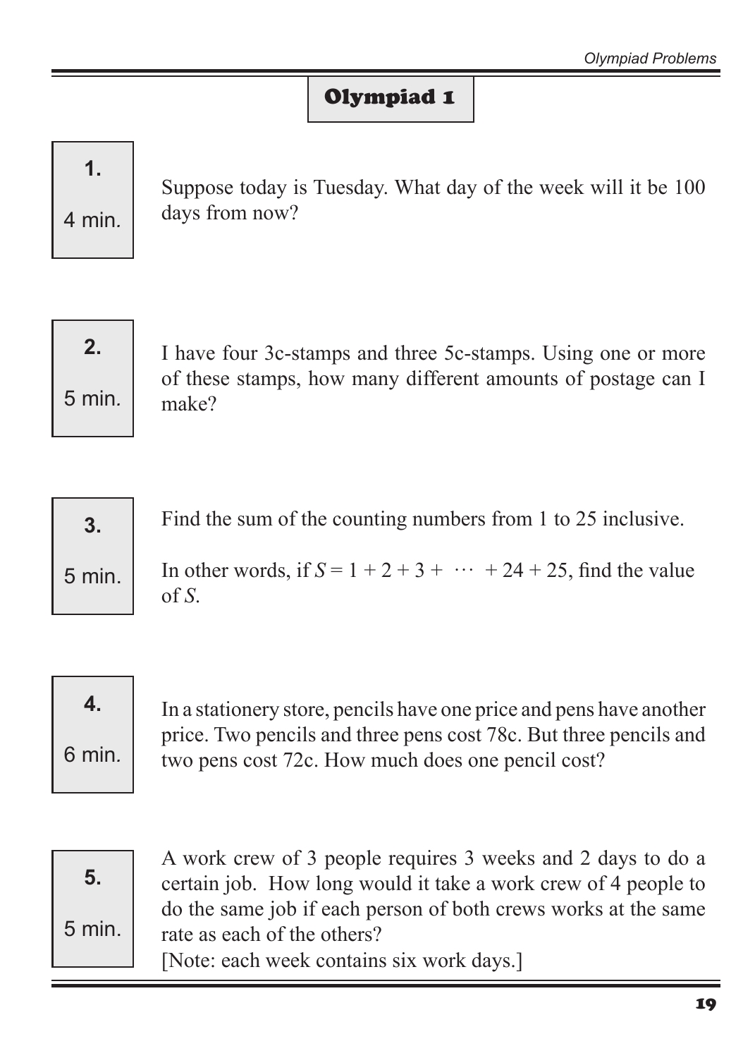# Olympiad 1

**1.** 4 min.

Suppose today is Tuesday. What day of the week will it be 100 days from now?

**2.** 5 min.

I have four 3c-stamps and three 5c-stamps. Using one or more of these stamps, how many different amounts of postage can I make?

**3.** 5 min.

Find the sum of the counting numbers from 1 to 25 inclusive.

In other words, if $S = 1 + 2 + 3 + \cdots + 24 + 25$, find the value of $S$.

**4.** 6 min.

In a stationery store, pencils have one price and pens have another price. Two pencils and three pens cost 78c. But three pencils and two pens cost 72c. How much does one pencil cost?

**5.** 5 min.

A work crew of 3 people requires 3 weeks and 2 days to do a certain job. How long would it take a work crew of 4 people to do the same job if each person of both crews works at the same rate as each of the others?
[Note: each week contains six work days.]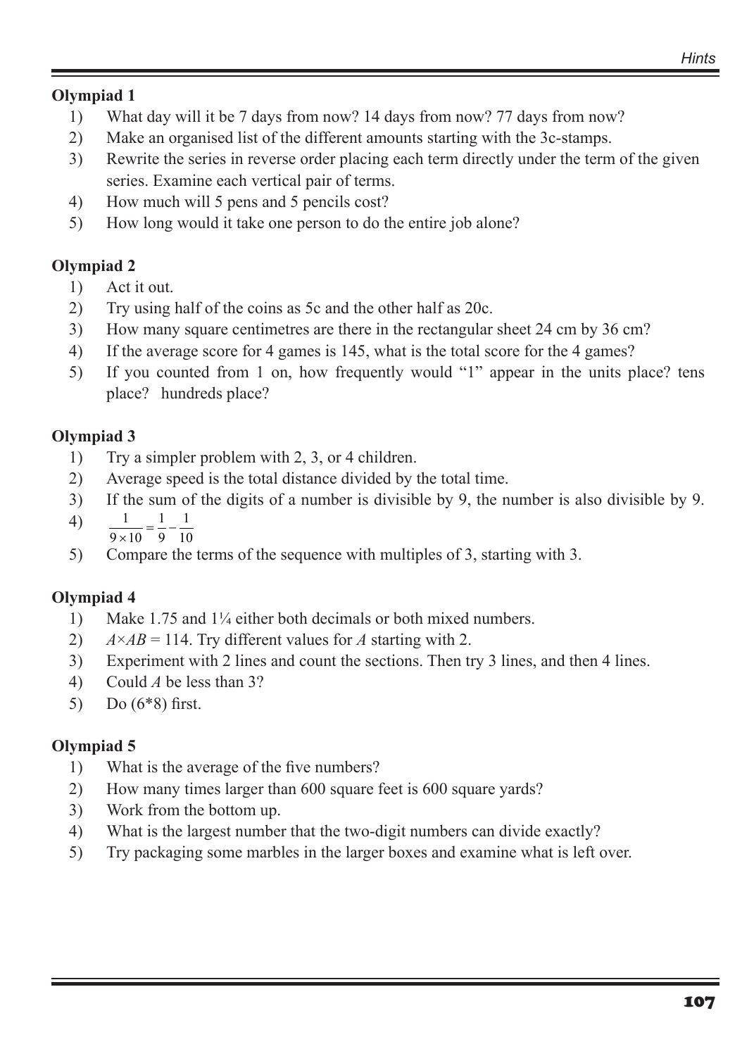## Olympiad 1

1) What day will it be 7 days from now? 14 days from now? 77 days from now?
2) Make an organised list of the different amounts starting with the 3c-stamps.
3) Rewrite the series in reverse order placing each term directly under the term of the given series. Examine each vertical pair of terms.
4) How much will 5 pens and 5 pencils cost?
5) How long would it take one person to do the entire job alone?

## Olympiad 2

1) Act it out.
2) Try using half of the coins as 5c and the other half as 20c.
3) How many square centimetres are there in the rectangular sheet 24 cm by 36 cm?
4) If the average score for 4 games is 145, what is the total score for the 4 games?
5) If you counted from 1 on, how frequently would "1" appear in the units place? tens place? hundreds place?

## Olympiad 3

1) Try a simpler problem with 2, 3, or 4 children.
2) Average speed is the total distance divided by the total time.
3) If the sum of the digits of a number is divisible by 9, the number is also divisible by 9.
4) $\frac{1}{9\times 10}=\frac{1}{9}-\frac{1}{10}$
5) Compare the terms of the sequence with multiples of 3, starting with 3.

## Olympiad 4

1) Make 1.75 and $1\frac{1}{4}$ either both decimals or both mixed numbers.
2) $A \times AB = 114$. Try different values for $A$ starting with 2.
3) Experiment with 2 lines and count the sections. Then try 3 lines, and then 4 lines.
4) Could $A$ be less than 3?
5) Do (6*8) first.

## Olympiad 5

1) What is the average of the five numbers?
2) How many times larger than 600 square feet is 600 square yards?
3) Work from the bottom up.
4) What is the largest number that the two-digit numbers can divide exactly?
5) Try packaging some marbles in the larger boxes and examine what is left over.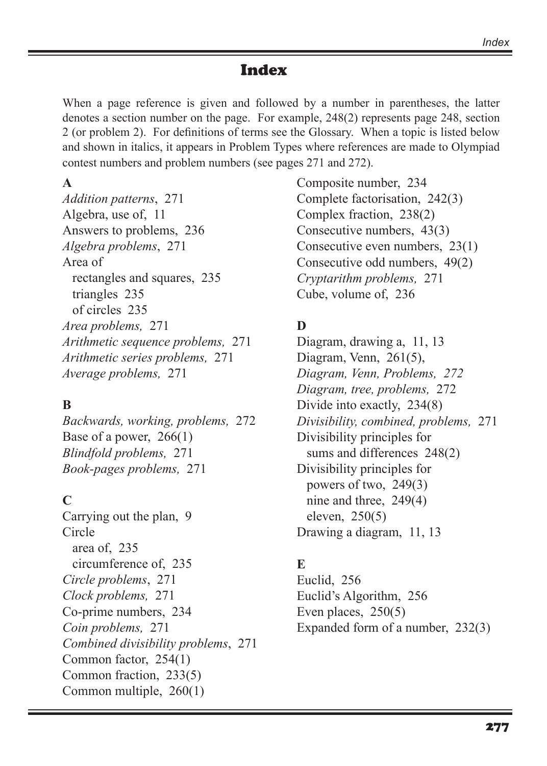# Index

When a page reference is given and followed by a number in parentheses, the latter denotes a section number on the page. For example, 248(2) represents page 248, section 2 (or problem 2). For definitions of terms see the Glossary. When a topic is listed below and shown in italics, it appears in Problem Types where references are made to Olympiad contest numbers and problem numbers (see pages 271 and 272).

**A**

*Addition patterns*, 271
Algebra, use of, 11
Answers to problems, 236
*Algebra problems*, 271
Area of
  rectangles and squares, 235
  triangles 235
  of circles 235
*Area problems,* 271
*Arithmetic sequence problems,* 271
*Arithmetic series problems,* 271
*Average problems,* 271

**B**

*Backwards, working, problems,* 272
Base of a power, 266(1)
*Blindfold problems,* 271
*Book-pages problems,* 271

**C**

Carrying out the plan, 9
Circle
  area of, 235
  circumference of, 235
*Circle problems*, 271
*Clock problems,* 271
Co-prime numbers, 234
*Coin problems,* 271
*Combined divisibility problems*, 271
Common factor, 254(1)
Common fraction, 233(5)
Common multiple, 260(1)
Composite number, 234
Complete factorisation, 242(3)
Complex fraction, 238(2)
Consecutive numbers, 43(3)
Consecutive even numbers, 23(1)
Consecutive odd numbers, 49(2)
*Cryptarithm problems,* 271
Cube, volume of, 236

**D**

Diagram, drawing a, 11, 13
Diagram, Venn, 261(5),
*Diagram, Venn, Problems, 272*
*Diagram, tree, problems,* 272
Divide into exactly, 234(8)
*Divisibility, combined, problems,* 271
Divisibility principles for
  sums and differences 248(2)
Divisibility principles for
  powers of two, 249(3)
  nine and three, 249(4)
  eleven, 250(5)
Drawing a diagram, 11, 13

**E**

Euclid, 256
Euclid's Algorithm, 256
Even places, 250(5)
Expanded form of a number, 232(3)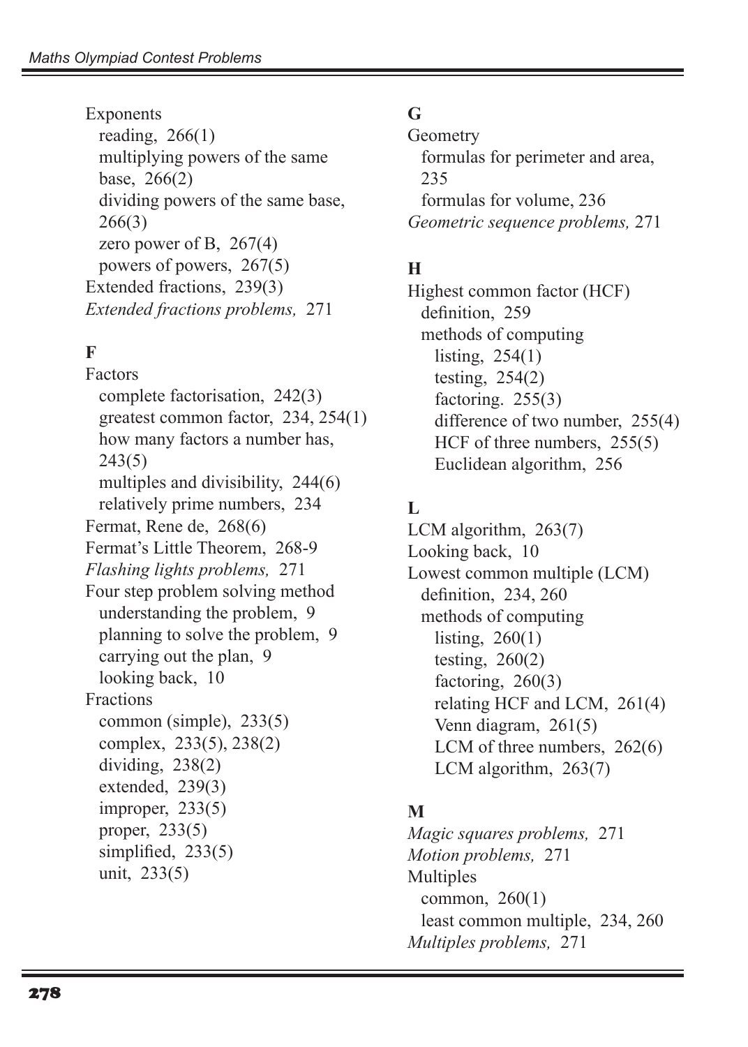Exponents
- reading, 266(1)
- multiplying powers of the same base, 266(2)
- dividing powers of the same base, 266(3)
- zero power of B, 267(4)
- powers of powers, 267(5)

Extended fractions, 239(3)

*Extended fractions problems,* 271

## F

Factors
- complete factorisation, 242(3)
- greatest common factor, 234, 254(1)
- how many factors a number has, 243(5)
- multiples and divisibility, 244(6)
- relatively prime numbers, 234

Fermat, Rene de, 268(6)

Fermat's Little Theorem, 268-9

*Flashing lights problems,* 271

Four step problem solving method
- understanding the problem, 9
- planning to solve the problem, 9
- carrying out the plan, 9
- looking back, 10

Fractions
- common (simple), 233(5)
- complex, 233(5), 238(2)
- dividing, 238(2)
- extended, 239(3)
- improper, 233(5)
- proper, 233(5)
- simplified, 233(5)
- unit, 233(5)

## G

Geometry
- formulas for perimeter and area, 235
- formulas for volume, 236

*Geometric sequence problems,* 271

## H

Highest common factor (HCF)
- definition, 259
- methods of computing
  - listing, 254(1)
  - testing, 254(2)
  - factoring. 255(3)
  - difference of two number, 255(4)
  - HCF of three numbers, 255(5)
  - Euclidean algorithm, 256

## L

LCM algorithm, 263(7)

Looking back, 10

Lowest common multiple (LCM)
- definition, 234, 260
- methods of computing
  - listing, 260(1)
  - testing, 260(2)
  - factoring, 260(3)
  - relating HCF and LCM, 261(4)
  - Venn diagram, 261(5)
  - LCM of three numbers, 262(6)
  - LCM algorithm, 263(7)

## M

*Magic squares problems,* 271

*Motion problems,* 271

Multiples
- common, 260(1)
- least common multiple, 234, 260

*Multiples problems,* 271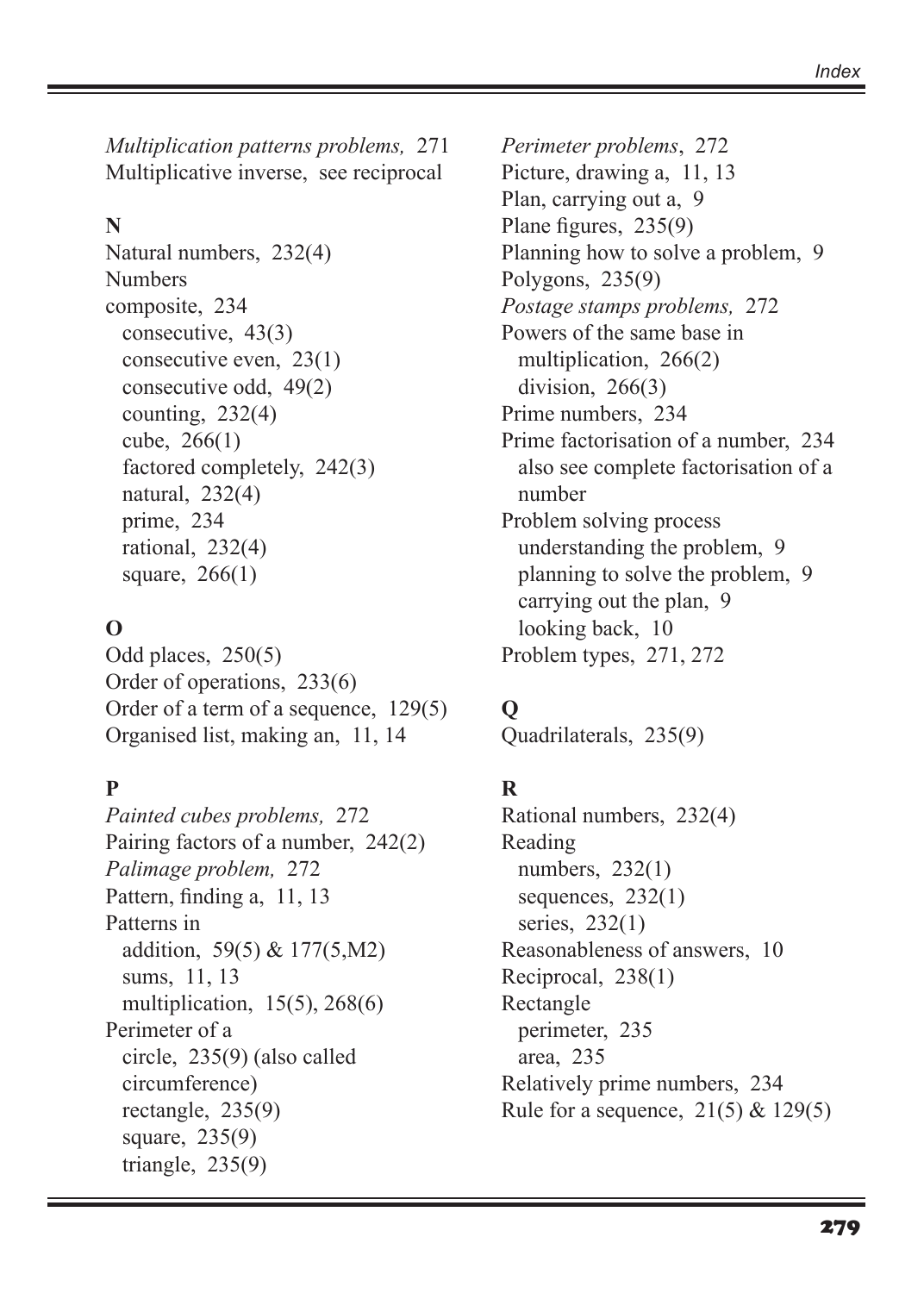*Multiplication patterns problems,* 271
Multiplicative inverse, see reciprocal

**N**

Natural numbers, 232(4)
Numbers
composite, 234
  consecutive, 43(3)
  consecutive even, 23(1)
  consecutive odd, 49(2)
  counting, 232(4)
  cube, 266(1)
  factored completely, 242(3)
  natural, 232(4)
  prime, 234
  rational, 232(4)
  square, 266(1)

**O**

Odd places, 250(5)
Order of operations, 233(6)
Order of a term of a sequence, 129(5)
Organised list, making an, 11, 14

**P**

*Painted cubes problems,* 272
Pairing factors of a number, 242(2)
*Palimage problem,* 272
Pattern, finding a, 11, 13
Patterns in
  addition, 59(5) & 177(5,M2)
  sums, 11, 13
  multiplication, 15(5), 268(6)
Perimeter of a
  circle, 235(9) (also called circumference)
  rectangle, 235(9)
  square, 235(9)
  triangle, 235(9)
*Perimeter problems*, 272
Picture, drawing a, 11, 13
Plan, carrying out a, 9
Plane figures, 235(9)
Planning how to solve a problem, 9
Polygons, 235(9)
*Postage stamps problems,* 272
Powers of the same base in
  multiplication, 266(2)
  division, 266(3)
Prime numbers, 234
Prime factorisation of a number, 234
  also see complete factorisation of a number
Problem solving process
  understanding the problem, 9
  planning to solve the problem, 9
  carrying out the plan, 9
  looking back, 10
Problem types, 271, 272

**Q**

Quadrilaterals, 235(9)

**R**

Rational numbers, 232(4)
Reading
  numbers, 232(1)
  sequences, 232(1)
  series, 232(1)
Reasonableness of answers, 10
Reciprocal, 238(1)
Rectangle
  perimeter, 235
  area, 235
Relatively prime numbers, 234
Rule for a sequence, 21(5) & 129(5)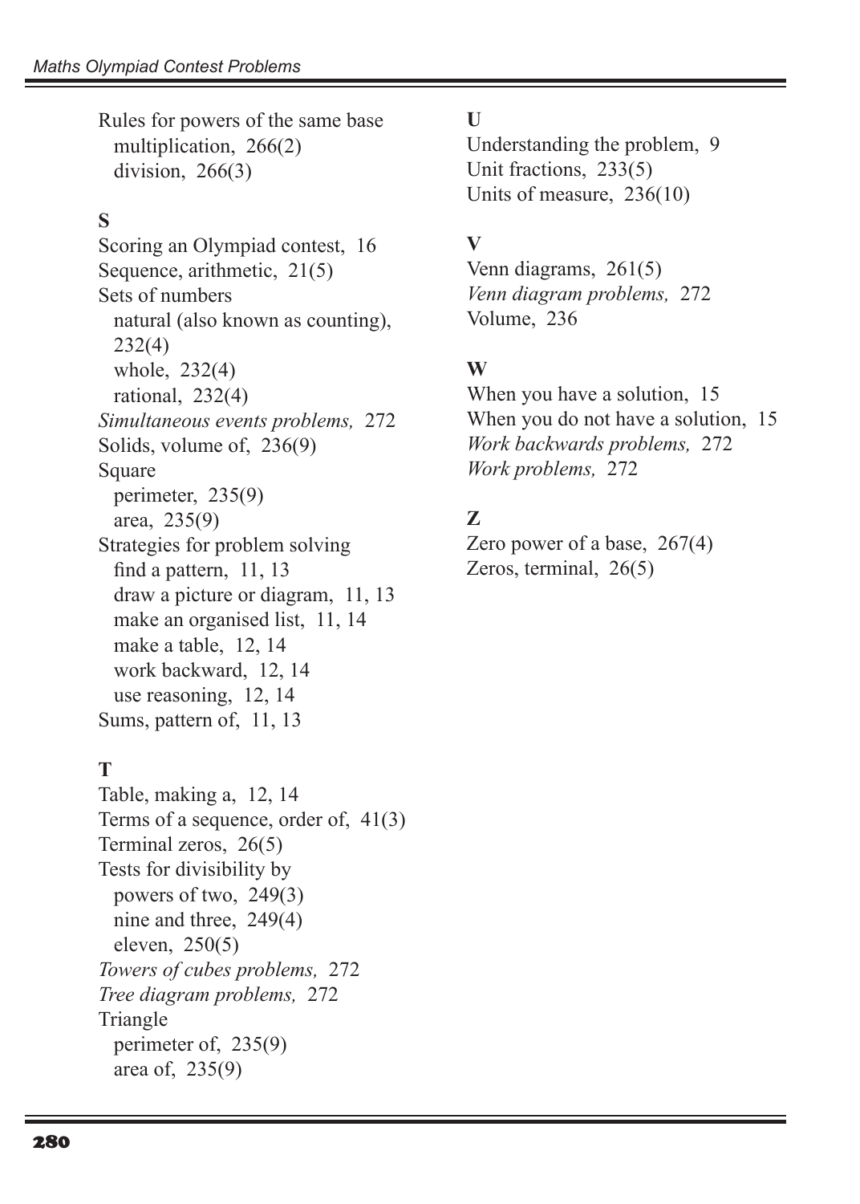Rules for powers of the same base
  multiplication, 266(2)
  division, 266(3)

**S**

Scoring an Olympiad contest, 16
Sequence, arithmetic, 21(5)
Sets of numbers
  natural (also known as counting), 232(4)
  whole, 232(4)
  rational, 232(4)
*Simultaneous events problems,* 272
Solids, volume of, 236(9)
Square
  perimeter, 235(9)
  area, 235(9)
Strategies for problem solving
  find a pattern, 11, 13
  draw a picture or diagram, 11, 13
  make an organised list, 11, 14
  make a table, 12, 14
  work backward, 12, 14
  use reasoning, 12, 14
Sums, pattern of, 11, 13

**T**

Table, making a, 12, 14
Terms of a sequence, order of, 41(3)
Terminal zeros, 26(5)
Tests for divisibility by
  powers of two, 249(3)
  nine and three, 249(4)
  eleven, 250(5)
*Towers of cubes problems,* 272
*Tree diagram problems,* 272
Triangle
  perimeter of, 235(9)
  area of, 235(9)

**U**

Understanding the problem, 9
Unit fractions, 233(5)
Units of measure, 236(10)

**V**

Venn diagrams, 261(5)
*Venn diagram problems,* 272
Volume, 236

**W**

When you have a solution, 15
When you do not have a solution, 15
*Work backwards problems,* 272
*Work problems,* 272

**Z**

Zero power of a base, 267(4)
Zeros, terminal, 26(5)